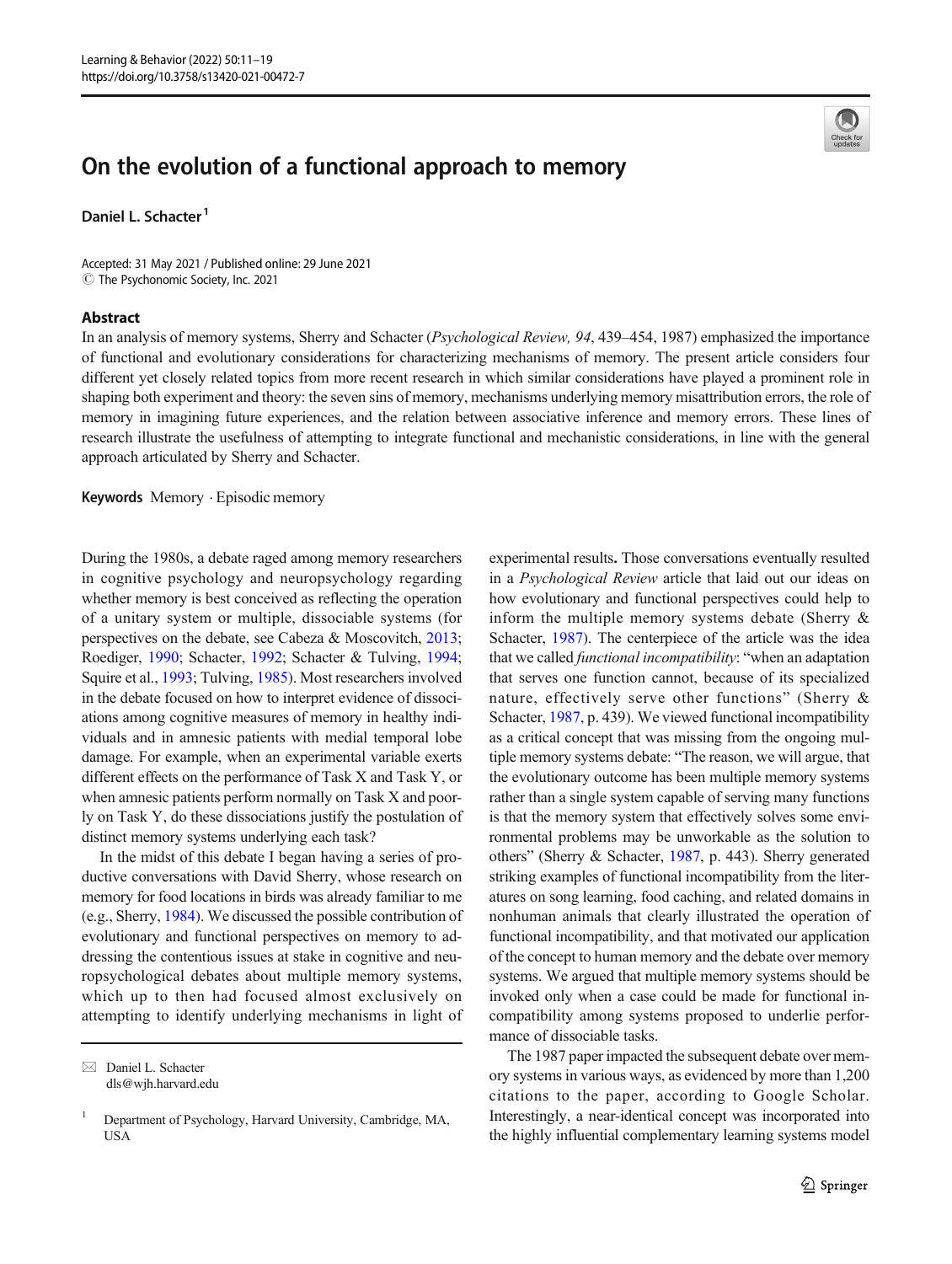# On the evolution of a functional approach to memory

**Daniel L. Schacter**[1]

Accepted: 31 May 2021 / Published online: 29 June 2021
© The Psychonomic Society, Inc. 2021

## Abstract

In an analysis of memory systems, Sherry and Schacter (*Psychological Review, 94*, 439–454, 1987) emphasized the importance of functional and evolutionary considerations for characterizing mechanisms of memory. The present article considers four different yet closely related topics from more recent research in which similar considerations have played a prominent role in shaping both experiment and theory: the seven sins of memory, mechanisms underlying memory misattribution errors, the role of memory in imagining future experiences, and the relation between associative inference and memory errors. These lines of research illustrate the usefulness of attempting to integrate functional and mechanistic considerations, in line with the general approach articulated by Sherry and Schacter.

**Keywords** Memory · Episodic memory

During the 1980s, a debate raged among memory researchers in cognitive psychology and neuropsychology regarding whether memory is best conceived as reflecting the operation of a unitary system or multiple, dissociable systems (for perspectives on the debate, see Cabeza & Moscovitch, 2013; Roediger, 1990; Schacter, 1992; Schacter & Tulving, 1994; Squire et al., 1993; Tulving, 1985). Most researchers involved in the debate focused on how to interpret evidence of dissociations among cognitive measures of memory in healthy individuals and in amnesic patients with medial temporal lobe damage. For example, when an experimental variable exerts different effects on the performance of Task X and Task Y, or when amnesic patients perform normally on Task X and poorly on Task Y, do these dissociations justify the postulation of distinct memory systems underlying each task?

In the midst of this debate I began having a series of productive conversations with David Sherry, whose research on memory for food locations in birds was already familiar to me (e.g., Sherry, 1984). We discussed the possible contribution of evolutionary and functional perspectives on memory to addressing the contentious issues at stake in cognitive and neuropsychological debates about multiple memory systems, which up to then had focused almost exclusively on attempting to identify underlying mechanisms in light of experimental results**.** Those conversations eventually resulted in a *Psychological Review* article that laid out our ideas on how evolutionary and functional perspectives could help to inform the multiple memory systems debate (Sherry & Schacter, 1987). The centerpiece of the article was the idea that we called *functional incompatibility*: "when an adaptation that serves one function cannot, because of its specialized nature, effectively serve other functions" (Sherry & Schacter, 1987, p. 439). We viewed functional incompatibility as a critical concept that was missing from the ongoing multiple memory systems debate: "The reason, we will argue, that the evolutionary outcome has been multiple memory systems rather than a single system capable of serving many functions is that the memory system that effectively solves some environmental problems may be unworkable as the solution to others" (Sherry & Schacter, 1987, p. 443). Sherry generated striking examples of functional incompatibility from the literatures on song learning, food caching, and related domains in nonhuman animals that clearly illustrated the operation of functional incompatibility, and that motivated our application of the concept to human memory and the debate over memory systems. We argued that multiple memory systems should be invoked only when a case could be made for functional incompatibility among systems proposed to underlie performance of dissociable tasks.

The 1987 paper impacted the subsequent debate over memory systems in various ways, as evidenced by more than 1,200 citations to the paper, according to Google Scholar. Interestingly, a near-identical concept was incorporated into the highly influential complementary learning systems model

---

✉ Daniel L. Schacter
dls@wjh.harvard.edu

[1] Department of Psychology, Harvard University, Cambridge, MA, USA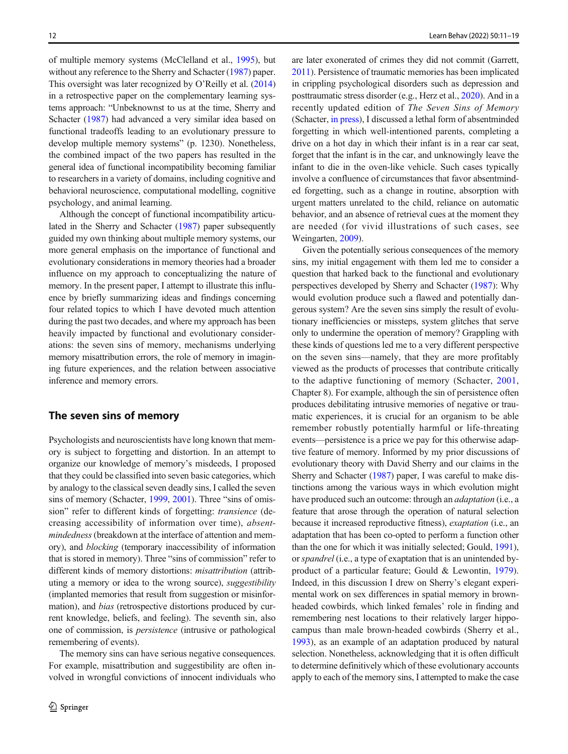of multiple memory systems (McClelland et al., 1995), but without any reference to the Sherry and Schacter (1987) paper. This oversight was later recognized by O'Reilly et al. (2014) in a retrospective paper on the complementary learning systems approach: "Unbeknownst to us at the time, Sherry and Schacter (1987) had advanced a very similar idea based on functional tradeoffs leading to an evolutionary pressure to develop multiple memory systems" (p. 1230). Nonetheless, the combined impact of the two papers has resulted in the general idea of functional incompatibility becoming familiar to researchers in a variety of domains, including cognitive and behavioral neuroscience, computational modelling, cognitive psychology, and animal learning.

Although the concept of functional incompatibility articulated in the Sherry and Schacter (1987) paper subsequently guided my own thinking about multiple memory systems, our more general emphasis on the importance of functional and evolutionary considerations in memory theories had a broader influence on my approach to conceptualizing the nature of memory. In the present paper, I attempt to illustrate this influence by briefly summarizing ideas and findings concerning four related topics to which I have devoted much attention during the past two decades, and where my approach has been heavily impacted by functional and evolutionary considerations: the seven sins of memory, mechanisms underlying memory misattribution errors, the role of memory in imagining future experiences, and the relation between associative inference and memory errors.

## The seven sins of memory

Psychologists and neuroscientists have long known that memory is subject to forgetting and distortion. In an attempt to organize our knowledge of memory's misdeeds, I proposed that they could be classified into seven basic categories, which by analogy to the classical seven deadly sins, I called the seven sins of memory (Schacter, 1999, 2001). Three "sins of omission" refer to different kinds of forgetting: *transience* (decreasing accessibility of information over time), *absent-mindedness* (breakdown at the interface of attention and memory), and *blocking* (temporary inaccessibility of information that is stored in memory). Three "sins of commission" refer to different kinds of memory distortions: *misattribution* (attributing a memory or idea to the wrong source), *suggestibility* (implanted memories that result from suggestion or misinformation), and *bias* (retrospective distortions produced by current knowledge, beliefs, and feeling). The seventh sin, also one of commission, is *persistence* (intrusive or pathological remembering of events).

The memory sins can have serious negative consequences. For example, misattribution and suggestibility are often involved in wrongful convictions of innocent individuals who are later exonerated of crimes they did not commit (Garrett, 2011). Persistence of traumatic memories has been implicated in crippling psychological disorders such as depression and posttraumatic stress disorder (e.g., Herz et al., 2020). And in a recently updated edition of *The Seven Sins of Memory* (Schacter, in press), I discussed a lethal form of absentminded forgetting in which well-intentioned parents, completing a drive on a hot day in which their infant is in a rear car seat, forget that the infant is in the car, and unknowingly leave the infant to die in the oven-like vehicle. Such cases typically involve a confluence of circumstances that favor absentminded forgetting, such as a change in routine, absorption with urgent matters unrelated to the child, reliance on automatic behavior, and an absence of retrieval cues at the moment they are needed (for vivid illustrations of such cases, see Weingarten, 2009).

Given the potentially serious consequences of the memory sins, my initial engagement with them led me to consider a question that harked back to the functional and evolutionary perspectives developed by Sherry and Schacter (1987): Why would evolution produce such a flawed and potentially dangerous system? Are the seven sins simply the result of evolutionary inefficiencies or missteps, system glitches that serve only to undermine the operation of memory? Grappling with these kinds of questions led me to a very different perspective on the seven sins—namely, that they are more profitably viewed as the products of processes that contribute critically to the adaptive functioning of memory (Schacter, 2001, Chapter 8). For example, although the sin of persistence often produces debilitating intrusive memories of negative or traumatic experiences, it is crucial for an organism to be able remember robustly potentially harmful or life-threating events—persistence is a price we pay for this otherwise adaptive feature of memory. Informed by my prior discussions of evolutionary theory with David Sherry and our claims in the Sherry and Schacter (1987) paper, I was careful to make distinctions among the various ways in which evolution might have produced such an outcome: through an *adaptation* (i.e., a feature that arose through the operation of natural selection because it increased reproductive fitness), *exaptation* (i.e., an adaptation that has been co-opted to perform a function other than the one for which it was initially selected; Gould, 1991), or *spandrel* (i.e., a type of exaptation that is an unintended by-product of a particular feature; Gould & Lewontin, 1979). Indeed, in this discussion I drew on Sherry's elegant experimental work on sex differences in spatial memory in brown-headed cowbirds, which linked females' role in finding and remembering nest locations to their relatively larger hippocampus than male brown-headed cowbirds (Sherry et al., 1993), as an example of an adaptation produced by natural selection. Nonetheless, acknowledging that it is often difficult to determine definitively which of these evolutionary accounts apply to each of the memory sins, I attempted to make the case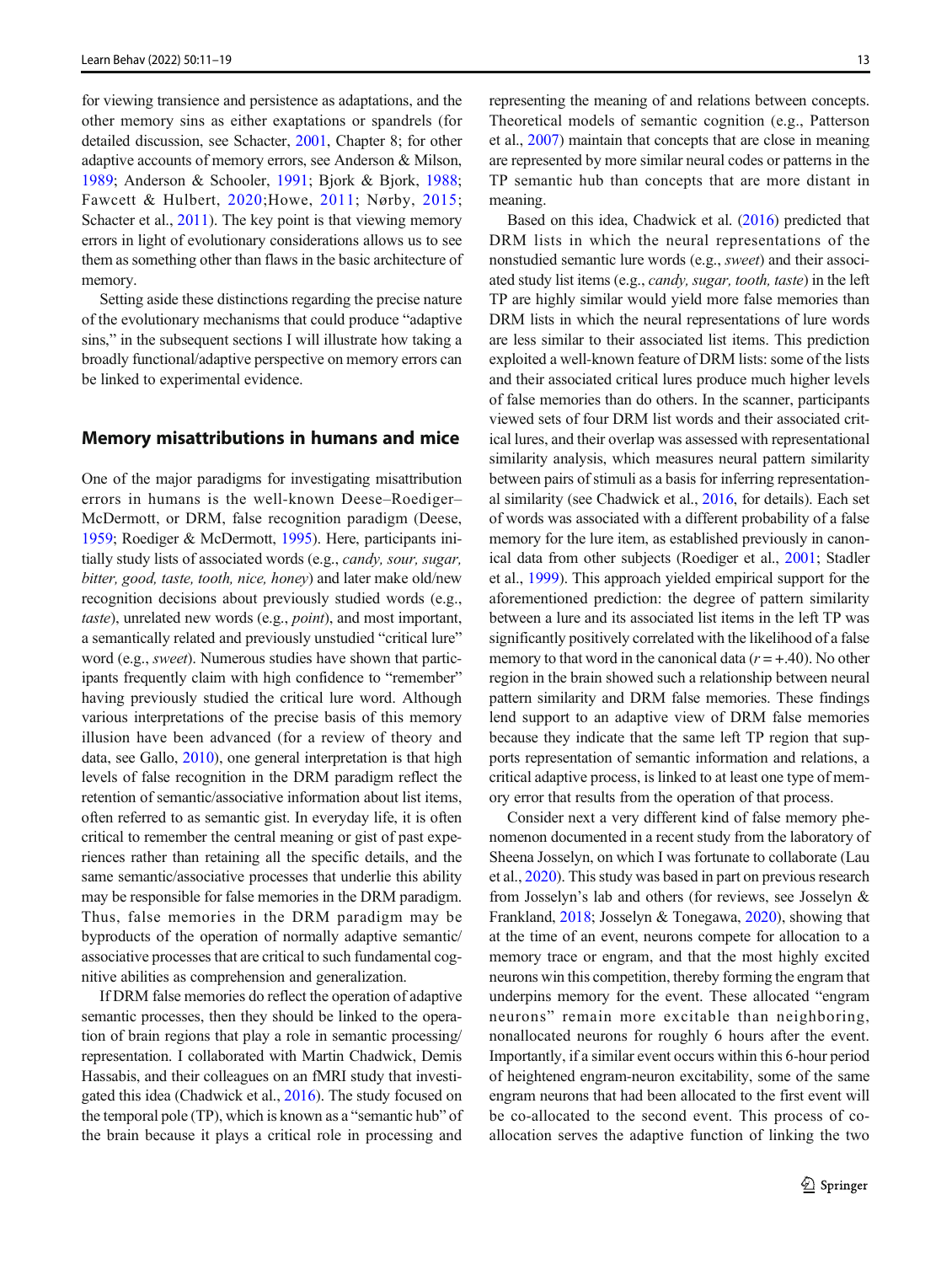for viewing transience and persistence as adaptations, and the other memory sins as either exaptations or spandrels (for detailed discussion, see Schacter, 2001, Chapter 8; for other adaptive accounts of memory errors, see Anderson & Milson, 1989; Anderson & Schooler, 1991; Bjork & Bjork, 1988; Fawcett & Hulbert, 2020;Howe, 2011; Nørby, 2015; Schacter et al., 2011). The key point is that viewing memory errors in light of evolutionary considerations allows us to see them as something other than flaws in the basic architecture of memory.

Setting aside these distinctions regarding the precise nature of the evolutionary mechanisms that could produce "adaptive sins," in the subsequent sections I will illustrate how taking a broadly functional/adaptive perspective on memory errors can be linked to experimental evidence.

## Memory misattributions in humans and mice

One of the major paradigms for investigating misattribution errors in humans is the well-known Deese–Roediger–McDermott, or DRM, false recognition paradigm (Deese, 1959; Roediger & McDermott, 1995). Here, participants initially study lists of associated words (e.g., *candy, sour, sugar, bitter, good, taste, tooth, nice, honey*) and later make old/new recognition decisions about previously studied words (e.g., *taste*), unrelated new words (e.g., *point*), and most important, a semantically related and previously unstudied "critical lure" word (e.g., *sweet*). Numerous studies have shown that participants frequently claim with high confidence to "remember" having previously studied the critical lure word. Although various interpretations of the precise basis of this memory illusion have been advanced (for a review of theory and data, see Gallo, 2010), one general interpretation is that high levels of false recognition in the DRM paradigm reflect the retention of semantic/associative information about list items, often referred to as semantic gist. In everyday life, it is often critical to remember the central meaning or gist of past experiences rather than retaining all the specific details, and the same semantic/associative processes that underlie this ability may be responsible for false memories in the DRM paradigm. Thus, false memories in the DRM paradigm may be byproducts of the operation of normally adaptive semantic/associative processes that are critical to such fundamental cognitive abilities as comprehension and generalization.

If DRM false memories do reflect the operation of adaptive semantic processes, then they should be linked to the operation of brain regions that play a role in semantic processing/representation. I collaborated with Martin Chadwick, Demis Hassabis, and their colleagues on an fMRI study that investigated this idea (Chadwick et al., 2016). The study focused on the temporal pole (TP), which is known as a "semantic hub" of the brain because it plays a critical role in processing and representing the meaning of and relations between concepts. Theoretical models of semantic cognition (e.g., Patterson et al., 2007) maintain that concepts that are close in meaning are represented by more similar neural codes or patterns in the TP semantic hub than concepts that are more distant in meaning.

Based on this idea, Chadwick et al. (2016) predicted that DRM lists in which the neural representations of the nonstudied semantic lure words (e.g., *sweet*) and their associated study list items (e.g., *candy, sugar, tooth, taste*) in the left TP are highly similar would yield more false memories than DRM lists in which the neural representations of lure words are less similar to their associated list items. This prediction exploited a well-known feature of DRM lists: some of the lists and their associated critical lures produce much higher levels of false memories than do others. In the scanner, participants viewed sets of four DRM list words and their associated critical lures, and their overlap was assessed with representational similarity analysis, which measures neural pattern similarity between pairs of stimuli as a basis for inferring representational similarity (see Chadwick et al., 2016, for details). Each set of words was associated with a different probability of a false memory for the lure item, as established previously in canonical data from other subjects (Roediger et al., 2001; Stadler et al., 1999). This approach yielded empirical support for the aforementioned prediction: the degree of pattern similarity between a lure and its associated study list items in the left TP was significantly positively correlated with the likelihood of a false memory to that word in the canonical data ($r = +.40$). No other region in the brain showed such a relationship between neural pattern similarity and DRM false memories. These findings lend support to an adaptive view of DRM false memories because they indicate that the same left TP region that supports representation of semantic information and relations, a critical adaptive process, is linked to at least one type of memory error that results from the operation of that process.

Consider next a very different kind of false memory phenomenon documented in a recent study from the laboratory of Sheena Josselyn, on which I was fortunate to collaborate (Lau et al., 2020). This study was based in part on previous research from Josselyn's lab and others (for reviews, see Josselyn & Frankland, 2018; Josselyn & Tonegawa, 2020), showing that at the time of an event, neurons compete for allocation to a memory trace or engram, and that the most highly excited neurons win this competition, thereby forming the engram that underpins memory for the event. These allocated "engram neurons" remain more excitable than neighboring, nonallocated neurons for roughly 6 hours after the event. Importantly, if a similar event occurs within this 6-hour period of heightened engram-neuron excitability, some of the same engram neurons that had been allocated to the first event will be co-allocated to the second event. This process of co-allocation serves the adaptive function of linking the two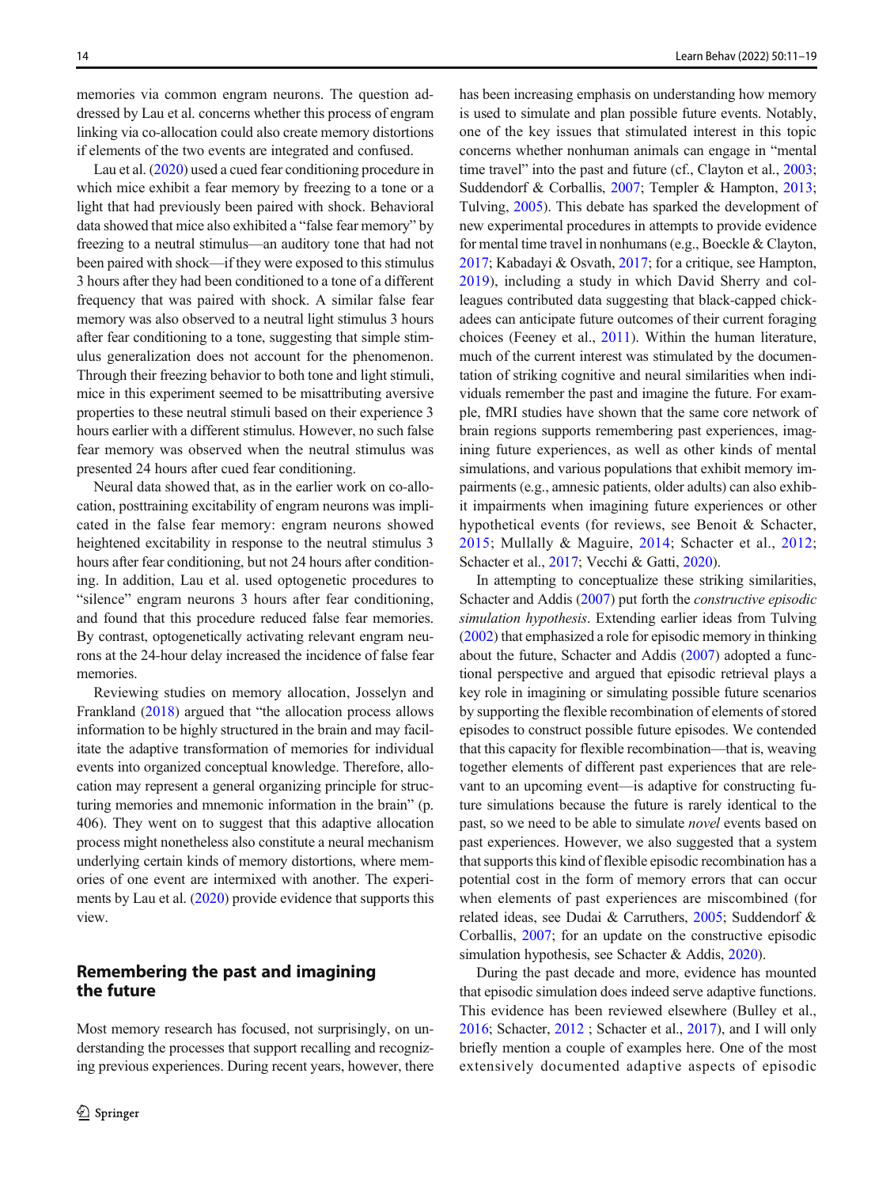memories via common engram neurons. The question addressed by Lau et al. concerns whether this process of engram linking via co-allocation could also create memory distortions if elements of the two events are integrated and confused.

Lau et al. (2020) used a cued fear conditioning procedure in which mice exhibit a fear memory by freezing to a tone or a light that had previously been paired with shock. Behavioral data showed that mice also exhibited a "false fear memory" by freezing to a neutral stimulus—an auditory tone that had not been paired with shock—if they were exposed to this stimulus 3 hours after they had been conditioned to a tone of a different frequency that was paired with shock. A similar false fear memory was also observed to a neutral light stimulus 3 hours after fear conditioning to a tone, suggesting that simple stimulus generalization does not account for the phenomenon. Through their freezing behavior to both tone and light stimuli, mice in this experiment seemed to be misattributing aversive properties to these neutral stimuli based on their experience 3 hours earlier with a different stimulus. However, no such false fear memory was observed when the neutral stimulus was presented 24 hours after cued fear conditioning.

Neural data showed that, as in the earlier work on co-allocation, posttraining excitability of engram neurons was implicated in the false fear memory: engram neurons showed heightened excitability in response to the neutral stimulus 3 hours after fear conditioning, but not 24 hours after conditioning. In addition, Lau et al. used optogenetic procedures to "silence" engram neurons 3 hours after fear conditioning, and found that this procedure reduced false fear memories. By contrast, optogenetically activating relevant engram neurons at the 24-hour delay increased the incidence of false fear memories.

Reviewing studies on memory allocation, Josselyn and Frankland (2018) argued that "the allocation process allows information to be highly structured in the brain and may facilitate the adaptive transformation of memories for individual events into organized conceptual knowledge. Therefore, allocation may represent a general organizing principle for structuring memories and mnemonic information in the brain" (p. 406). They went on to suggest that this adaptive allocation process might nonetheless also constitute a neural mechanism underlying certain kinds of memory distortions, where memories of one event are intermixed with another. The experiments by Lau et al. (2020) provide evidence that supports this view.

## Remembering the past and imagining the future

Most memory research has focused, not surprisingly, on understanding the processes that support recalling and recognizing previous experiences. During recent years, however, there has been increasing emphasis on understanding how memory is used to simulate and plan possible future events. Notably, one of the key issues that stimulated interest in this topic concerns whether nonhuman animals can engage in "mental time travel" into the past and future (cf., Clayton et al., 2003; Suddendorf & Corballis, 2007; Templer & Hampton, 2013; Tulving, 2005). This debate has sparked the development of new experimental procedures in attempts to provide evidence for mental time travel in nonhumans (e.g., Boeckle & Clayton, 2017; Kabadayi & Osvath, 2017; for a critique, see Hampton, 2019), including a study in which David Sherry and colleagues contributed data suggesting that black-capped chickadees can anticipate future outcomes of their current foraging choices (Feeney et al., 2011). Within the human literature, much of the current interest was stimulated by the documentation of striking cognitive and neural similarities when individuals remember the past and imagine the future. For example, fMRI studies have shown that the same core network of brain regions supports remembering past experiences, imagining future experiences, as well as other kinds of mental simulations, and various populations that exhibit memory impairments (e.g., amnesic patients, older adults) can also exhibit impairments when imagining future experiences or other hypothetical events (for reviews, see Benoit & Schacter, 2015; Mullally & Maguire, 2014; Schacter et al., 2012; Schacter et al., 2017; Vecchi & Gatti, 2020).

In attempting to conceptualize these striking similarities, Schacter and Addis (2007) put forth the *constructive episodic simulation hypothesis*. Extending earlier ideas from Tulving (2002) that emphasized a role for episodic memory in thinking about the future, Schacter and Addis (2007) adopted a functional perspective and argued that episodic retrieval plays a key role in imagining or simulating possible future scenarios by supporting the flexible recombination of elements of stored episodes to construct possible future episodes. We contended that this capacity for flexible recombination—that is, weaving together elements of different past experiences that are relevant to an upcoming event—is adaptive for constructing future simulations because the future is rarely identical to the past, so we need to be able to simulate *novel* events based on past experiences. However, we also suggested that a system that supports this kind of flexible episodic recombination has a potential cost in the form of memory errors that can occur when elements of past experiences are miscombined (for related ideas, see Dudai & Carruthers, 2005; Suddendorf & Corballis, 2007; for an update on the constructive episodic simulation hypothesis, see Schacter & Addis, 2020).

During the past decade and more, evidence has mounted that episodic simulation does indeed serve adaptive functions. This evidence has been reviewed elsewhere (Bulley et al., 2016; Schacter, 2012 ; Schacter et al., 2017), and I will only briefly mention a couple of examples here. One of the most extensively documented adaptive aspects of episodic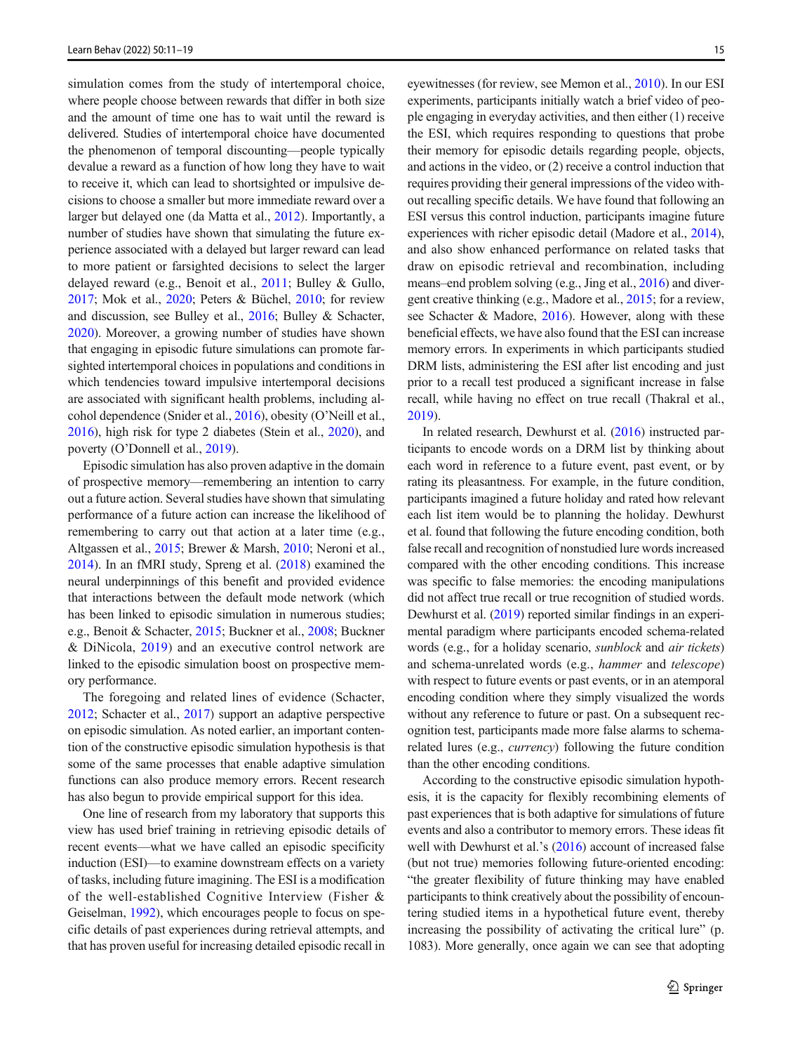simulation comes from the study of intertemporal choice, where people choose between rewards that differ in both size and the amount of time one has to wait until the reward is delivered. Studies of intertemporal choice have documented the phenomenon of temporal discounting—people typically devalue a reward as a function of how long they have to wait to receive it, which can lead to shortsighted or impulsive decisions to choose a smaller but more immediate reward over a larger but delayed one (da Matta et al., 2012). Importantly, a number of studies have shown that simulating the future experience associated with a delayed but larger reward can lead to more patient or farsighted decisions to select the larger delayed reward (e.g., Benoit et al., 2011; Bulley & Gullo, 2017; Mok et al., 2020; Peters & Büchel, 2010; for review and discussion, see Bulley et al., 2016; Bulley & Schacter, 2020). Moreover, a growing number of studies have shown that engaging in episodic future simulations can promote farsighted intertemporal choices in populations and conditions in which tendencies toward impulsive intertemporal decisions are associated with significant health problems, including alcohol dependence (Snider et al., 2016), obesity (O'Neill et al., 2016), high risk for type 2 diabetes (Stein et al., 2020), and poverty (O'Donnell et al., 2019).

Episodic simulation has also proven adaptive in the domain of prospective memory—remembering an intention to carry out a future action. Several studies have shown that simulating performance of a future action can increase the likelihood of remembering to carry out that action at a later time (e.g., Altgassen et al., 2015; Brewer & Marsh, 2010; Neroni et al., 2014). In an fMRI study, Spreng et al. (2018) examined the neural underpinnings of this benefit and provided evidence that interactions between the default mode network (which has been linked to episodic simulation in numerous studies; e.g., Benoit & Schacter, 2015; Buckner et al., 2008; Buckner & DiNicola, 2019) and an executive control network are linked to the episodic simulation boost on prospective memory performance.

The foregoing and related lines of evidence (Schacter, 2012; Schacter et al., 2017) support an adaptive perspective on episodic simulation. As noted earlier, an important contention of the constructive episodic simulation hypothesis is that some of the same processes that enable adaptive simulation functions can also produce memory errors. Recent research has also begun to provide empirical support for this idea.

One line of research from my laboratory that supports this view has used brief training in retrieving episodic details of recent events—what we have called an episodic specificity induction (ESI)—to examine downstream effects on a variety of tasks, including future imagining. The ESI is a modification of the well-established Cognitive Interview (Fisher & Geiselman, 1992), which encourages people to focus on specific details of past experiences during retrieval attempts, and that has proven useful for increasing detailed episodic recall in eyewitnesses (for review, see Memon et al., 2010). In our ESI experiments, participants initially watch a brief video of people engaging in everyday activities, and then either (1) receive the ESI, which requires responding to questions that probe their memory for episodic details regarding people, objects, and actions in the video, or (2) receive a control induction that requires providing their general impressions of the video without recalling specific details. We have found that following an ESI versus this control induction, participants imagine future experiences with richer episodic detail (Madore et al., 2014), and also show enhanced performance on related tasks that draw on episodic retrieval and recombination, including means–end problem solving (e.g., Jing et al., 2016) and divergent creative thinking (e.g., Madore et al., 2015; for a review, see Schacter & Madore, 2016). However, along with these beneficial effects, we have also found that the ESI can increase memory errors. In experiments in which participants studied DRM lists, administering the ESI after list encoding and just prior to a recall test produced a significant increase in false recall, while having no effect on true recall (Thakral et al., 2019).

In related research, Dewhurst et al. (2016) instructed participants to encode words on a DRM list by thinking about each word in reference to a future event, past event, or by rating its pleasantness. For example, in the future condition, participants imagined a future holiday and rated how relevant each list item would be to planning the holiday. Dewhurst et al. found that following the future encoding condition, both false recall and recognition of nonstudied lure words increased compared with the other encoding conditions. This increase was specific to false memories: the encoding manipulations did not affect true recall or true recognition of studied words. Dewhurst et al. (2019) reported similar findings in an experimental paradigm where participants encoded schema-related words (e.g., for a holiday scenario, *sunblock* and *air tickets*) and schema-unrelated words (e.g., *hammer* and *telescope*) with respect to future events or past events, or in an atemporal encoding condition where they simply visualized the words without any reference to future or past. On a subsequent recognition test, participants made more false alarms to schema-related lures (e.g., *currency*) following the future condition than the other encoding conditions.

According to the constructive episodic simulation hypothesis, it is the capacity for flexibly recombining elements of past experiences that is both adaptive for simulations of future events and also a contributor to memory errors. These ideas fit well with Dewhurst et al.'s (2016) account of increased false (but not true) memories following future-oriented encoding: "the greater flexibility of future thinking may have enabled participants to think creatively about the possibility of encountering studied items in a hypothetical future event, thereby increasing the possibility of activating the critical lure" (p. 1083). More generally, once again we can see that adopting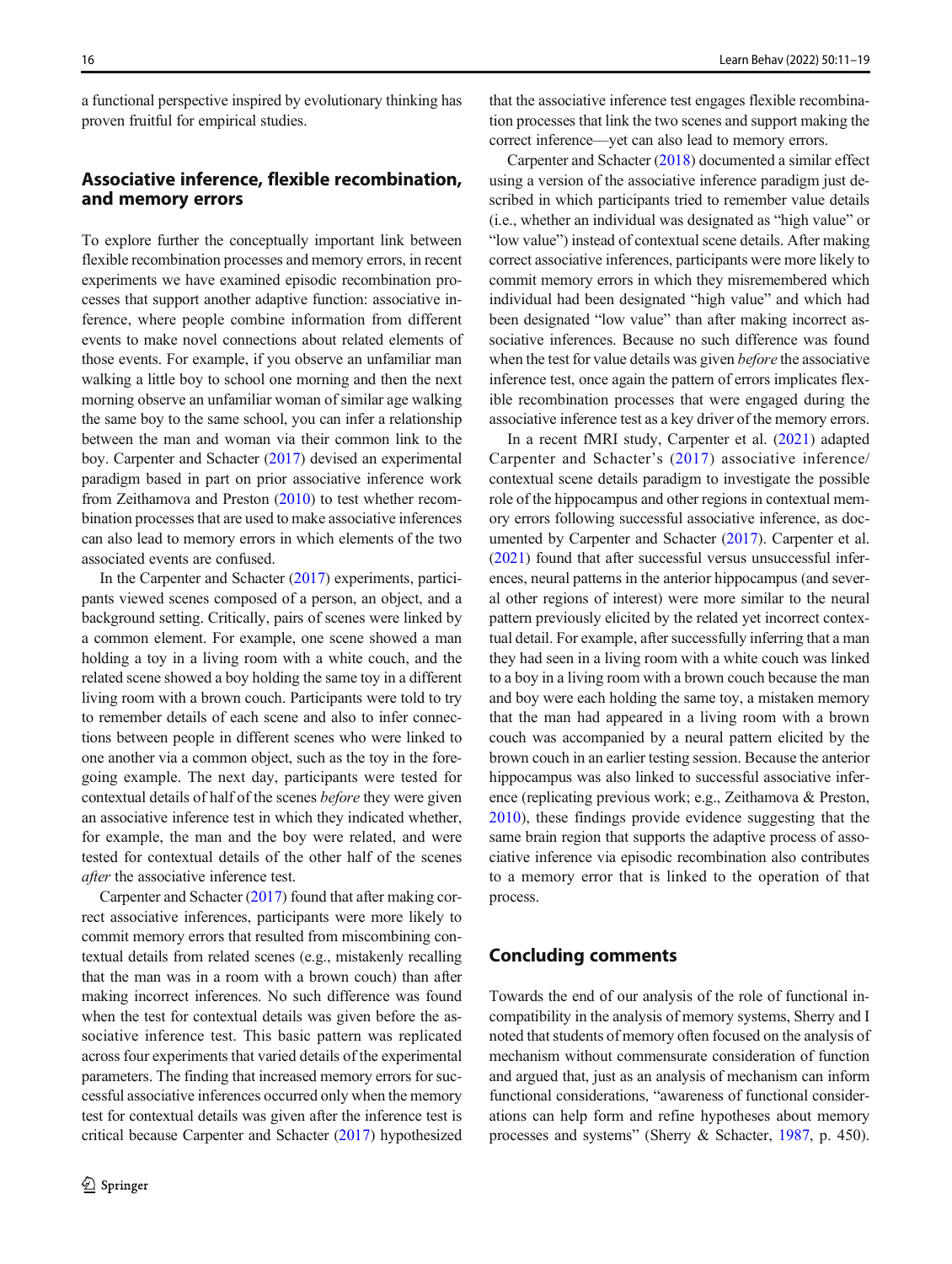a functional perspective inspired by evolutionary thinking has proven fruitful for empirical studies.

## Associative inference, flexible recombination, and memory errors

To explore further the conceptually important link between flexible recombination processes and memory errors, in recent experiments we have examined episodic recombination processes that support another adaptive function: associative inference, where people combine information from different events to make novel connections about related elements of those events. For example, if you observe an unfamiliar man walking a little boy to school one morning and then the next morning observe an unfamiliar woman of similar age walking the same boy to the same school, you can infer a relationship between the man and woman via their common link to the boy. Carpenter and Schacter (2017) devised an experimental paradigm based in part on prior associative inference work from Zeithamova and Preston (2010) to test whether recombination processes that are used to make associative inferences can also lead to memory errors in which elements of the two associated events are confused.

In the Carpenter and Schacter (2017) experiments, participants viewed scenes composed of a person, an object, and a background setting. Critically, pairs of scenes were linked by a common element. For example, one scene showed a man holding a toy in a living room with a white couch, and the related scene showed a boy holding the same toy in a different living room with a brown couch. Participants were told to try to remember details of each scene and also to infer connections between people in different scenes who were linked to one another via a common object, such as the toy in the foregoing example. The next day, participants were tested for contextual details of half of the scenes *before* they were given an associative inference test in which they indicated whether, for example, the man and the boy were related, and were tested for contextual details of the other half of the scenes *after* the associative inference test.

Carpenter and Schacter (2017) found that after making correct associative inferences, participants were more likely to commit memory errors that resulted from miscombining contextual details from related scenes (e.g., mistakenly recalling that the man was in a room with a brown couch) than after making incorrect inferences. No such difference was found when the test for contextual details was given before the associative inference test. This basic pattern was replicated across four experiments that varied details of the experimental parameters. The finding that increased memory errors for successful associative inferences occurred only when the memory test for contextual details was given after the inference test is critical because Carpenter and Schacter (2017) hypothesized that the associative inference test engages flexible recombination processes that link the two scenes and support making the correct inference—yet can also lead to memory errors.

Carpenter and Schacter (2018) documented a similar effect using a version of the associative inference paradigm just described in which participants tried to remember value details (i.e., whether an individual was designated as "high value" or "low value") instead of contextual scene details. After making correct associative inferences, participants were more likely to commit memory errors in which they misremembered which individual had been designated "high value" and which had been designated "low value" than after making incorrect associative inferences. Because no such difference was found when the test for value details was given *before* the associative inference test, once again the pattern of errors implicates flexible recombination processes that were engaged during the associative inference test as a key driver of the memory errors.

In a recent fMRI study, Carpenter et al. (2021) adapted Carpenter and Schacter's (2017) associative inference/contextual scene details paradigm to investigate the possible role of the hippocampus and other regions in contextual memory errors following successful associative inference, as documented by Carpenter and Schacter (2017). Carpenter et al. (2021) found that after successful versus unsuccessful inferences, neural patterns in the anterior hippocampus (and several other regions of interest) were more similar to the neural pattern previously elicited by the related yet incorrect contextual detail. For example, after successfully inferring that a man they had seen in a living room with a white couch was linked to a boy in a living room with a brown couch because the man and boy were each holding the same toy, a mistaken memory that the man had appeared in a living room with a brown couch was accompanied by a neural pattern elicited by the brown couch in an earlier testing session. Because the anterior hippocampus was also linked to successful associative inference (replicating previous work; e.g., Zeithamova & Preston, 2010), these findings provide evidence suggesting that the same brain region that supports the adaptive process of associative inference via episodic recombination also contributes to a memory error that is linked to the operation of that process.

## Concluding comments

Towards the end of our analysis of the role of functional incompatibility in the analysis of memory systems, Sherry and I noted that students of memory often focused on the analysis of mechanism without commensurate consideration of function and argued that, just as an analysis of mechanism can inform functional considerations, "awareness of functional considerations can help form and refine hypotheses about memory processes and systems" (Sherry & Schacter, 1987, p. 450).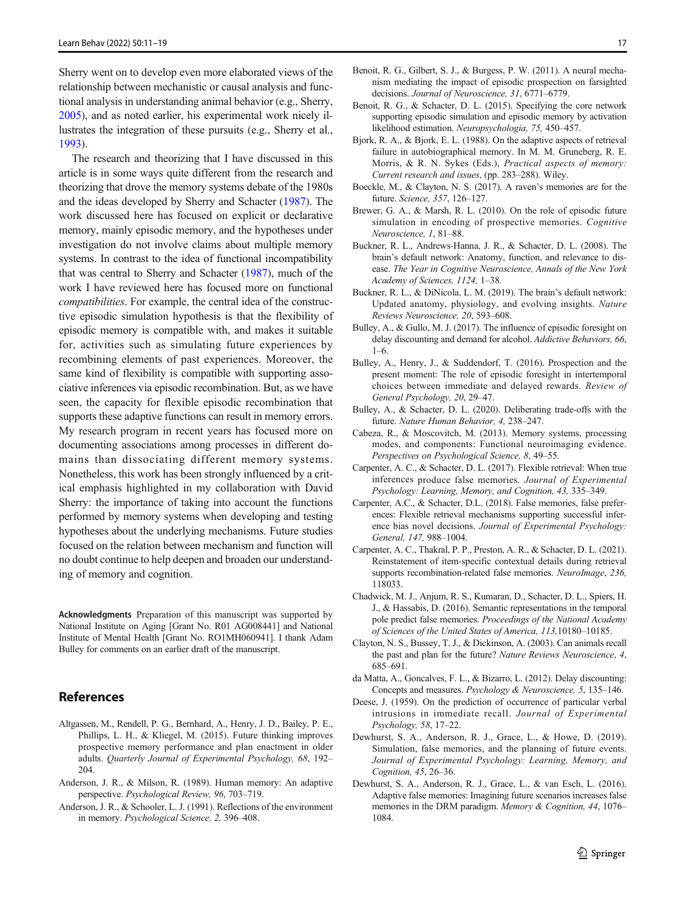Sherry went on to develop even more elaborated views of the relationship between mechanistic or causal analysis and functional analysis in understanding animal behavior (e.g., Sherry, 2005), and as noted earlier, his experimental work nicely illustrates the integration of these pursuits (e.g., Sherry et al., 1993).

The research and theorizing that I have discussed in this article is in some ways quite different from the research and theorizing that drove the memory systems debate of the 1980s and the ideas developed by Sherry and Schacter (1987). The work discussed here has focused on explicit or declarative memory, mainly episodic memory, and the hypotheses under investigation do not involve claims about multiple memory systems. In contrast to the idea of functional incompatibility that was central to Sherry and Schacter (1987), much of the work I have reviewed here has focused more on functional *compatibilities*. For example, the central idea of the constructive episodic simulation hypothesis is that the flexibility of episodic memory is compatible with, and makes it suitable for, activities such as simulating future experiences by recombining elements of past experiences. Moreover, the same kind of flexibility is compatible with supporting associative inferences via episodic recombination. But, as we have seen, the capacity for flexible episodic recombination that supports these adaptive functions can result in memory errors. My research program in recent years has focused more on documenting associations among processes in different domains than dissociating different memory systems. Nonetheless, this work has been strongly influenced by a critical emphasis highlighted in my collaboration with David Sherry: the importance of taking into account the functions performed by memory systems when developing and testing hypotheses about the underlying mechanisms. Future studies focused on the relation between mechanism and function will no doubt continue to help deepen and broaden our understanding of memory and cognition.

**Acknowledgments** Preparation of this manuscript was supported by National Institute on Aging [Grant No. R01 AG008441] and National Institute of Mental Health [Grant No. RO1MH060941]. I thank Adam Bulley for comments on an earlier draft of the manuscript.

## References

Altgassen, M., Rendell, P. G., Bernhard, A., Henry, J. D., Bailey, P. E., Phillips, L. H., & Kliegel, M. (2015). Future thinking improves prospective memory performance and plan enactment in older adults. *Quarterly Journal of Experimental Psychology, 68*, 192–204.

Anderson, J. R., & Milson, R. (1989). Human memory: An adaptive perspective. *Psychological Review, 96*, 703–719.

Anderson, J. R., & Schooler, L. J. (1991). Reflections of the environment in memory. *Psychological Science, 2,* 396–408.

Benoit, R. G., Gilbert, S. J., & Burgess, P. W. (2011). A neural mechanism mediating the impact of episodic prospection on farsighted decisions. *Journal of Neuroscience, 31*, 6771–6779.

Benoit, R. G., & Schacter, D. L. (2015). Specifying the core network supporting episodic simulation and episodic memory by activation likelihood estimation. *Neuropsychologia, 75,* 450–457.

Bjork, R. A., & Bjork, E. L. (1988). On the adaptive aspects of retrieval failure in autobiographical memory. In M. M. Gruneberg, R. E. Morris, & R. N. Sykes (Eds.), *Practical aspects of memory: Current research and issues*, (pp. 283–288). Wiley.

Boeckle, M., & Clayton, N. S. (2017). A raven's memories are for the future. *Science, 357*, 126–127.

Brewer, G. A., & Marsh, R. L. (2010). On the role of episodic future simulation in encoding of prospective memories. *Cognitive Neuroscience, 1*, 81–88.

Buckner, R. L., Andrews-Hanna, J. R., & Schacter, D. L. (2008). The brain's default network: Anatomy, function, and relevance to disease. *The Year in Cognitive Neuroscience, Annals of the New York Academy of Sciences, 1124,* 1–38.

Buckner, R. L., & DiNicola, L. M. (2019). The brain's default network: Updated anatomy, physiology, and evolving insights. *Nature Reviews Neuroscience, 20*, 593–608.

Bulley, A., & Gullo, M. J. (2017). The influence of episodic foresight on delay discounting and demand for alcohol. *Addictive Behaviors, 66*, 1–6.

Bulley, A., Henry, J., & Suddendorf, T. (2016). Prospection and the present moment: The role of episodic foresight in intertemporal choices between immediate and delayed rewards. *Review of General Psychology, 20*, 29–47.

Bulley, A., & Schacter, D. L. (2020). Deliberating trade-offs with the future. *Nature Human Behavior, 4,* 238–247.

Cabeza, R., & Moscovitch, M. (2013). Memory systems, processing modes, and components: Functional neuroimaging evidence. *Perspectives on Psychological Science, 8*, 49–55.

Carpenter, A. C., & Schacter, D. L. (2017). Flexible retrieval: When true inferences produce false memories. *Journal of Experimental Psychology: Learning, Memory, and Cognition, 43,* 335–349.

Carpenter, A.C., & Schacter, D.L. (2018). False memories, false preferences: Flexible retrieval mechanisms supporting successful inference bias novel decisions. *Journal of Experimental Psychology: General, 147,* 988–1004.

Carpenter, A. C., Thakral, P. P., Preston, A. R., & Schacter, D. L. (2021). Reinstatement of item-specific contextual details during retrieval supports recombination-related false memories. *NeuroImage*, *236,* 118033.

Chadwick, M. J., Anjum, R. S., Kumaran, D., Schacter, D. L., Spiers, H. J., & Hassabis, D. (2016). Semantic representations in the temporal pole predict false memories. *Proceedings of the National Academy of Sciences of the United States of America, 113,*10180–10185.

Clayton, N. S., Bussey, T. J., & Dickinson, A. (2003). Can animals recall the past and plan for the future? *Nature Reviews Neuroscience*, *4*, 685–691.

da Matta, A., Goncalves, F. L., & Bizarro, L. (2012). Delay discounting: Concepts and measures. *Psychology & Neuroscience, 5*, 135–146.

Deese, J. (1959). On the prediction of occurrence of particular verbal intrusions in immediate recall. *Journal of Experimental Psychology, 58*, 17–22.

Dewhurst, S. A., Anderson, R. J., Grace, L., & Howe, D. (2019). Simulation, false memories, and the planning of future events. *Journal of Experimental Psychology: Learning, Memory, and Cognition, 45*, 26–36.

Dewhurst, S. A., Anderson, R. J., Grace, L., & van Esch, L. (2016). Adaptive false memories: Imagining future scenarios increases false memories in the DRM paradigm. *Memory & Cognition, 44*, 1076–1084.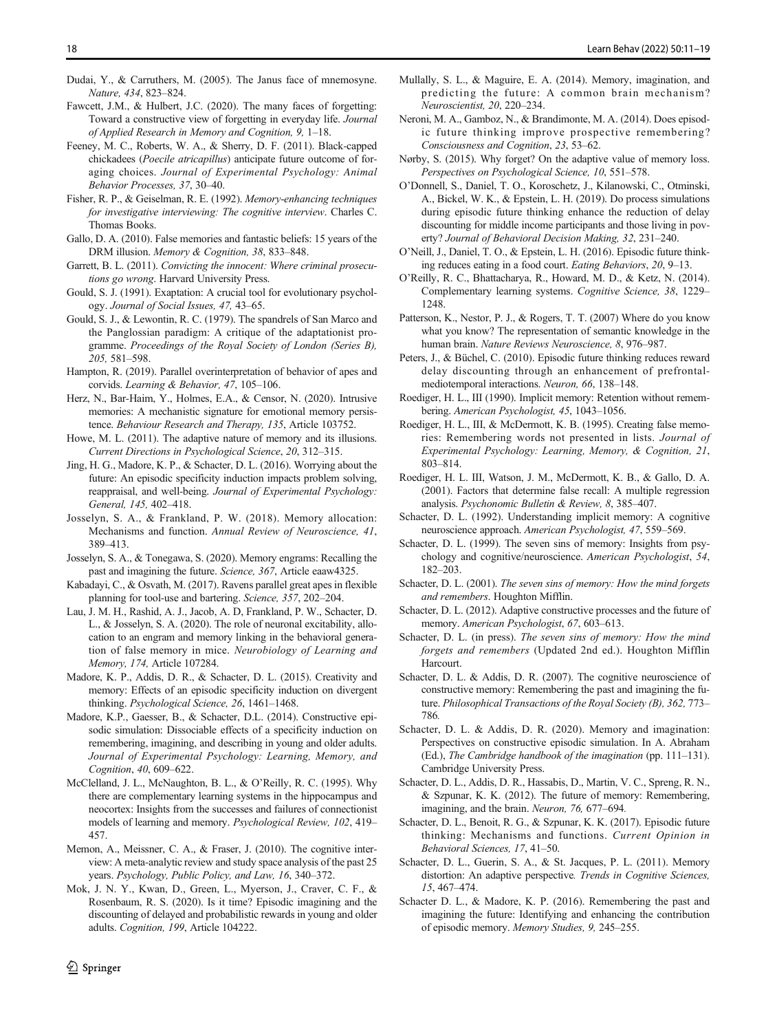Dudai, Y., & Carruthers, M. (2005). The Janus face of mnemosyne. *Nature, 434*, 823–824.

Fawcett, J.M., & Hulbert, J.C. (2020). The many faces of forgetting: Toward a constructive view of forgetting in everyday life. *Journal of Applied Research in Memory and Cognition, 9*, 1–18.

Feeney, M. C., Roberts, W. A., & Sherry, D. F. (2011). Black-capped chickadees (*Poecile atricapillus*) anticipate future outcome of foraging choices. *Journal of Experimental Psychology: Animal Behavior Processes, 37*, 30–40.

Fisher, R. P., & Geiselman, R. E. (1992). *Memory-enhancing techniques for investigative interviewing: The cognitive interview*. Charles C. Thomas Books.

Gallo, D. A. (2010). False memories and fantastic beliefs: 15 years of the DRM illusion. *Memory & Cognition, 38*, 833–848.

Garrett, B. L. (2011). *Convicting the innocent: Where criminal prosecutions go wrong*. Harvard University Press.

Gould, S. J. (1991). Exaptation: A crucial tool for evolutionary psychology. *Journal of Social Issues, 47,* 43–65.

Gould, S. J., & Lewontin, R. C. (1979). The spandrels of San Marco and the Panglossian paradigm: A critique of the adaptationist programme. *Proceedings of the Royal Society of London (Series B), 205,* 581–598.

Hampton, R. (2019). Parallel overinterpretation of behavior of apes and corvids. *Learning & Behavior, 47*, 105–106.

Herz, N., Bar-Haim, Y., Holmes, E.A., & Censor, N. (2020). Intrusive memories: A mechanistic signature for emotional memory persistence. *Behaviour Research and Therapy, 135*, Article 103752.

Howe, M. L. (2011). The adaptive nature of memory and its illusions. *Current Directions in Psychological Science*, *20*, 312–315.

Jing, H. G., Madore, K. P., & Schacter, D. L. (2016). Worrying about the future: An episodic specificity induction impacts problem solving, reappraisal, and well-being. *Journal of Experimental Psychology: General, 145,* 402–418.

Josselyn, S. A., & Frankland, P. W. (2018). Memory allocation: Mechanisms and function. *Annual Review of Neuroscience, 41*, 389–413.

Josselyn, S. A., & Tonegawa, S. (2020). Memory engrams: Recalling the past and imagining the future. *Science, 367*, Article eaaw4325.

Kabadayi, C., & Osvath, M. (2017). Ravens parallel great apes in flexible planning for tool-use and bartering. *Science, 357*, 202–204.

Lau, J. M. H., Rashid, A. J., Jacob, A. D, Frankland, P. W., Schacter, D. L., & Josselyn, S. A. (2020). The role of neuronal excitability, allocation to an engram and memory linking in the behavioral generation of false memory in mice. *Neurobiology of Learning and Memory, 174,* Article 107284.

Madore, K. P., Addis, D. R., & Schacter, D. L. (2015). Creativity and memory: Effects of an episodic specificity induction on divergent thinking. *Psychological Science, 26*, 1461–1468.

Madore, K.P., Gaesser, B., & Schacter, D.L. (2014). Constructive episodic simulation: Dissociable effects of a specificity induction on remembering, imagining, and describing in young and older adults. *Journal of Experimental Psychology: Learning, Memory, and Cognition*, *40*, 609–622.

McClelland, J. L., McNaughton, B. L., & O'Reilly, R. C. (1995). Why there are complementary learning systems in the hippocampus and neocortex: Insights from the successes and failures of connectionist models of learning and memory. *Psychological Review, 102*, 419–457.

Memon, A., Meissner, C. A., & Fraser, J. (2010). The cognitive interview: A meta-analytic review and study space analysis of the past 25 years. *Psychology, Public Policy, and Law, 16*, 340–372.

Mok, J. N. Y., Kwan, D., Green, L., Myerson, J., Craver, C. F., & Rosenbaum, R. S. (2020). Is it time? Episodic imagining and the discounting of delayed and probabilistic rewards in young and older adults. *Cognition, 199*, Article 104222.

Mullally, S. L., & Maguire, E. A. (2014). Memory, imagination, and predicting the future: A common brain mechanism? *Neuroscientist, 20*, 220–234.

Neroni, M. A., Gamboz, N., & Brandimonte, M. A. (2014). Does episodic future thinking improve prospective remembering? *Consciousness and Cognition*, *23*, 53–62.

Nørby, S. (2015). Why forget? On the adaptive value of memory loss. *Perspectives on Psychological Science, 10*, 551–578.

O'Donnell, S., Daniel, T. O., Koroschetz, J., Kilanowski, C., Otminski, A., Bickel, W. K., & Epstein, L. H. (2019). Do process simulations during episodic future thinking enhance the reduction of delay discounting for middle income participants and those living in poverty? *Journal of Behavioral Decision Making, 32*, 231–240.

O'Neill, J., Daniel, T. O., & Epstein, L. H. (2016). Episodic future thinking reduces eating in a food court. *Eating Behaviors*, *20*, 9–13.

O'Reilly, R. C., Bhattacharya, R., Howard, M. D., & Ketz, N. (2014). Complementary learning systems. *Cognitive Science, 38*, 1229–1248.

Patterson, K., Nestor, P. J., & Rogers, T. T. (2007) Where do you know what you know? The representation of semantic knowledge in the human brain. *Nature Reviews Neuroscience, 8*, 976–987.

Peters, J., & Büchel, C. (2010). Episodic future thinking reduces reward delay discounting through an enhancement of prefrontal-mediotemporal interactions. *Neuron, 66*, 138–148.

Roediger, H. L., III (1990). Implicit memory: Retention without remembering. *American Psychologist, 45*, 1043–1056.

Roediger, H. L., III, & McDermott, K. B. (1995). Creating false memories: Remembering words not presented in lists. *Journal of Experimental Psychology: Learning, Memory, & Cognition, 21*, 803–814.

Roediger, H. L. III, Watson, J. M., McDermott, K. B., & Gallo, D. A. (2001). Factors that determine false recall: A multiple regression analysis. *Psychonomic Bulletin & Review, 8*, 385–407.

Schacter, D. L. (1992). Understanding implicit memory: A cognitive neuroscience approach. *American Psychologist, 47*, 559–569.

Schacter, D. L. (1999). The seven sins of memory: Insights from psychology and cognitive/neuroscience. *American Psychologist*, *54*, 182–203.

Schacter, D. L. (2001). *The seven sins of memory: How the mind forgets and remembers*. Houghton Mifflin.

Schacter, D. L. (2012). Adaptive constructive processes and the future of memory. *American Psychologist*, *67*, 603–613.

Schacter, D. L. (in press). *The seven sins of memory: How the mind forgets and remembers* (Updated 2nd ed.). Houghton Mifflin Harcourt.

Schacter, D. L. & Addis, D. R. (2007). The cognitive neuroscience of constructive memory: Remembering the past and imagining the future. *Philosophical Transactions of the Royal Society (B), 362,* 773–786*.*

Schacter, D. L. & Addis, D. R. (2020). Memory and imagination: Perspectives on constructive episodic simulation. In A. Abraham (Ed.), *The Cambridge handbook of the imagination* (pp. 111–131). Cambridge University Press.

Schacter, D. L., Addis, D. R., Hassabis, D., Martin, V. C., Spreng, R. N., & Szpunar, K. K. (2012). The future of memory: Remembering, imagining, and the brain. *Neuron, 76,* 677–694*.*

Schacter, D. L., Benoit, R. G., & Szpunar, K. K. (2017). Episodic future thinking: Mechanisms and functions. *Current Opinion in Behavioral Sciences, 17*, 41–50.

Schacter, D. L., Guerin, S. A., & St. Jacques, P. L. (2011). Memory distortion: An adaptive perspective*. Trends in Cognitive Sciences, 15*, 467–474.

Schacter D. L., & Madore, K. P. (2016). Remembering the past and imagining the future: Identifying and enhancing the contribution of episodic memory. *Memory Studies, 9,* 245–255.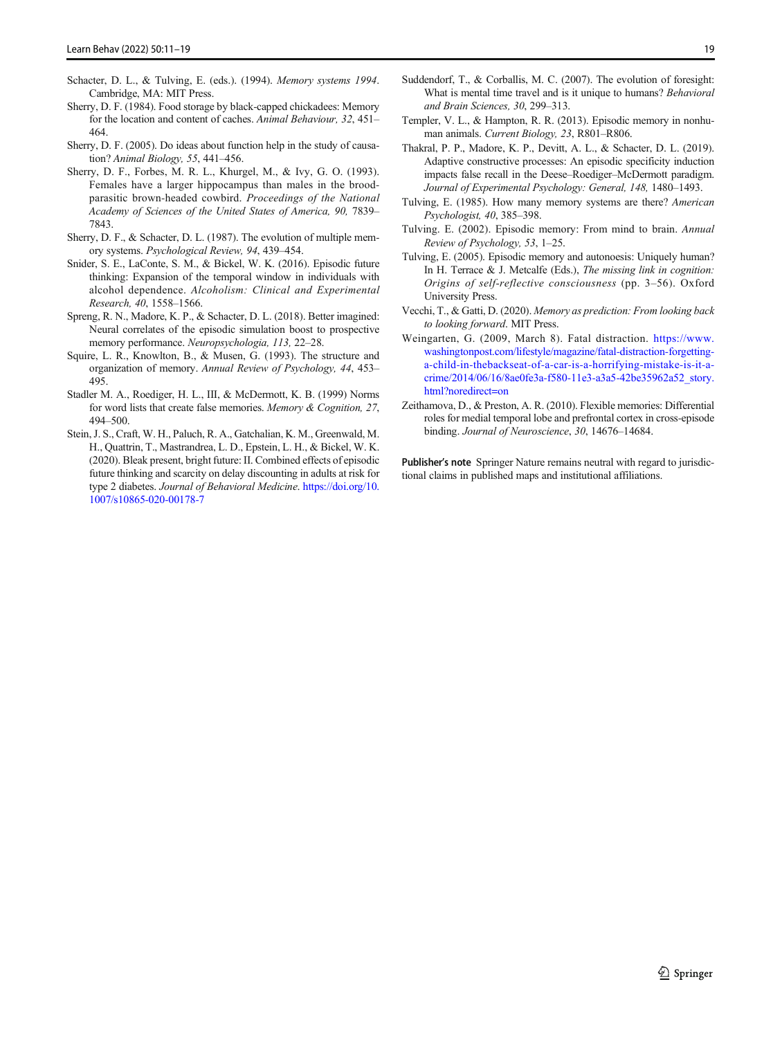Schacter, D. L., & Tulving, E. (eds.). (1994). *Memory systems 1994*. Cambridge, MA: MIT Press.

Sherry, D. F. (1984). Food storage by black-capped chickadees: Memory for the location and content of caches. *Animal Behaviour, 32*, 451–464.

Sherry, D. F. (2005). Do ideas about function help in the study of causation? *Animal Biology, 55*, 441–456.

Sherry, D. F., Forbes, M. R. L., Khurgel, M., & Ivy, G. O. (1993). Females have a larger hippocampus than males in the brood-parasitic brown-headed cowbird. *Proceedings of the National Academy of Sciences of the United States of America, 90,* 7839–7843.

Sherry, D. F., & Schacter, D. L. (1987). The evolution of multiple memory systems. *Psychological Review, 94*, 439–454.

Snider, S. E., LaConte, S. M., & Bickel, W. K. (2016). Episodic future thinking: Expansion of the temporal window in individuals with alcohol dependence. *Alcoholism: Clinical and Experimental Research, 40*, 1558–1566.

Spreng, R. N., Madore, K. P., & Schacter, D. L. (2018). Better imagined: Neural correlates of the episodic simulation boost to prospective memory performance. *Neuropsychologia, 113,* 22–28.

Squire, L. R., Knowlton, B., & Musen, G. (1993). The structure and organization of memory. *Annual Review of Psychology, 44*, 453–495.

Stadler M. A., Roediger, H. L., III, & McDermott, K. B. (1999) Norms for word lists that create false memories. *Memory & Cognition, 27*, 494–500.

Stein, J. S., Craft, W. H., Paluch, R. A., Gatchalian, K. M., Greenwald, M. H., Quattrin, T., Mastrandrea, L. D., Epstein, L. H., & Bickel, W. K. (2020). Bleak present, bright future: II. Combined effects of episodic future thinking and scarcity on delay discounting in adults at risk for type 2 diabetes. *Journal of Behavioral Medicine*. https://doi.org/10.1007/s10865-020-00178-7

Suddendorf, T., & Corballis, M. C. (2007). The evolution of foresight: What is mental time travel and is it unique to humans? *Behavioral and Brain Sciences, 30*, 299–313.

Templer, V. L., & Hampton, R. R. (2013). Episodic memory in nonhuman animals. *Current Biology, 23*, R801–R806.

Thakral, P. P., Madore, K. P., Devitt, A. L., & Schacter, D. L. (2019). Adaptive constructive processes: An episodic specificity induction impacts false recall in the Deese–Roediger–McDermott paradigm. *Journal of Experimental Psychology: General, 148,* 1480–1493.

Tulving, E. (1985). How many memory systems are there? *American Psychologist, 40*, 385–398.

Tulving. E. (2002). Episodic memory: From mind to brain. *Annual Review of Psychology, 53*, 1–25.

Tulving, E. (2005). Episodic memory and autonoesis: Uniquely human? In H. Terrace & J. Metcalfe (Eds.), *The missing link in cognition: Origins of self-reflective consciousness* (pp. 3–56). Oxford University Press.

Vecchi, T., & Gatti, D. (2020). *Memory as prediction: From looking back to looking forward*. MIT Press.

Weingarten, G. (2009, March 8). Fatal distraction. https://www.washingtonpost.com/lifestyle/magazine/fatal-distraction-forgetting-a-child-in-thebackseat-of-a-car-is-a-horrifying-mistake-is-it-a-crime/2014/06/16/8ae0fe3a-f580-11e3-a3a5-42be35962a52_story.html?noredirect=on

Zeithamova, D., & Preston, A. R. (2010). Flexible memories: Differential roles for medial temporal lobe and prefrontal cortex in cross-episode binding. *Journal of Neuroscience*, *30*, 14676–14684.

**Publisher's note** Springer Nature remains neutral with regard to jurisdictional claims in published maps and institutional affiliations.